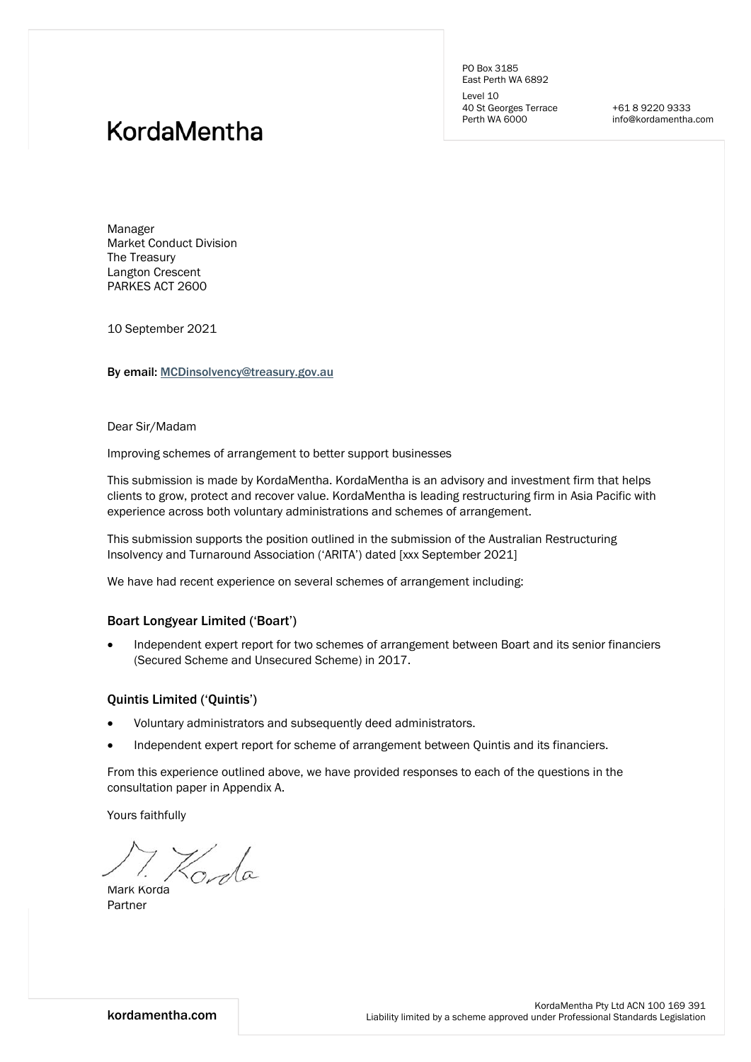KordaMentha

PO Box 3185
East Perth WA 6892

Level 10
40 St Georges Terrace
Perth WA 6000

+61 8 9220 9333
info@kordamentha.com

Manager
Market Conduct Division
The Treasury
Langton Crescent
PARKES ACT 2600

10 September 2021

**By email:** MCDinsolvency@treasury.gov.au

Dear Sir/Madam

Improving schemes of arrangement to better support businesses

This submission is made by KordaMentha. KordaMentha is an advisory and investment firm that helps clients to grow, protect and recover value. KordaMentha is leading restructuring firm in Asia Pacific with experience across both voluntary administrations and schemes of arrangement.

This submission supports the position outlined in the submission of the Australian Restructuring Insolvency and Turnaround Association ('ARITA') dated [xxx September 2021]

We have had recent experience on several schemes of arrangement including:

### Boart Longyear Limited ('Boart')

- Independent expert report for two schemes of arrangement between Boart and its senior financiers (Secured Scheme and Unsecured Scheme) in 2017.

### Quintis Limited ('Quintis')

- Voluntary administrators and subsequently deed administrators.
- Independent expert report for scheme of arrangement between Quintis and its financiers.

From this experience outlined above, we have provided responses to each of the questions in the consultation paper in Appendix A.

Yours faithfully

Mark Korda
Partner

kordamentha.com

KordaMentha Pty Ltd ACN 100 169 391
Liability limited by a scheme approved under Professional Standards Legislation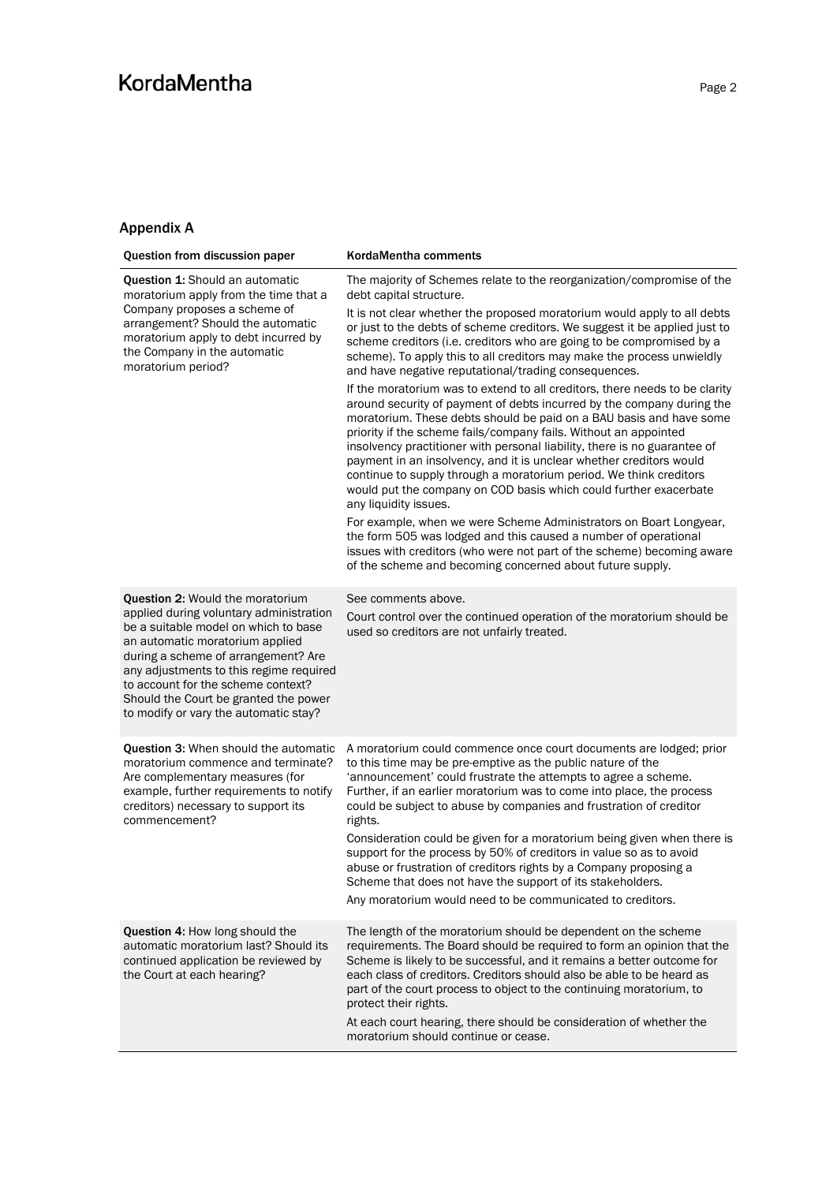## Appendix A

| Question from discussion paper | KordaMentha comments |
| --- | --- |
| **Question 1:** Should an automatic moratorium apply from the time that a Company proposes a scheme of arrangement? Should the automatic moratorium apply to debt incurred by the Company in the automatic moratorium period? | The majority of Schemes relate to the reorganization/compromise of the debt capital structure.<br><br>It is not clear whether the proposed moratorium would apply to all debts or just to the debts of scheme creditors. We suggest it be applied just to scheme creditors (i.e. creditors who are going to be compromised by a scheme). To apply this to all creditors may make the process unwieldly and have negative reputational/trading consequences.<br><br>If the moratorium was to extend to all creditors, there needs to be clarity around security of payment of debts incurred by the company during the moratorium. These debts should be paid on a BAU basis and have some priority if the scheme fails/company fails. Without an appointed insolvency practitioner with personal liability, there is no guarantee of payment in an insolvency, and it is unclear whether creditors would continue to supply through a moratorium period. We think creditors would put the company on COD basis which could further exacerbate any liquidity issues.<br><br>For example, when we were Scheme Administrators on Boart Longyear, the form 505 was lodged and this caused a number of operational issues with creditors (who were not part of the scheme) becoming aware of the scheme and becoming concerned about future supply. |
| **Question 2:** Would the moratorium applied during voluntary administration be a suitable model on which to base an automatic moratorium applied during a scheme of arrangement? Are any adjustments to this regime required to account for the scheme context? Should the Court be granted the power to modify or vary the automatic stay? | See comments above.<br><br>Court control over the continued operation of the moratorium should be used so creditors are not unfairly treated. |
| **Question 3:** When should the automatic moratorium commence and terminate? Are complementary measures (for example, further requirements to notify creditors) necessary to support its commencement? | A moratorium could commence once court documents are lodged; prior to this time may be pre-emptive as the public nature of the 'announcement' could frustrate the attempts to agree a scheme. Further, if an earlier moratorium was to come into place, the process could be subject to abuse by companies and frustration of creditor rights.<br><br>Consideration could be given for a moratorium being given when there is support for the process by 50% of creditors in value so as to avoid abuse or frustration of creditors rights by a Company proposing a Scheme that does not have the support of its stakeholders.<br><br>Any moratorium would need to be communicated to creditors. |
| **Question 4:** How long should the automatic moratorium last? Should its continued application be reviewed by the Court at each hearing? | The length of the moratorium should be dependent on the scheme requirements. The Board should be required to form an opinion that the Scheme is likely to be successful, and it remains a better outcome for each class of creditors. Creditors should also be able to be heard as part of the court process to object to the continuing moratorium, to protect their rights.<br><br>At each court hearing, there should be consideration of whether the moratorium should continue or cease. |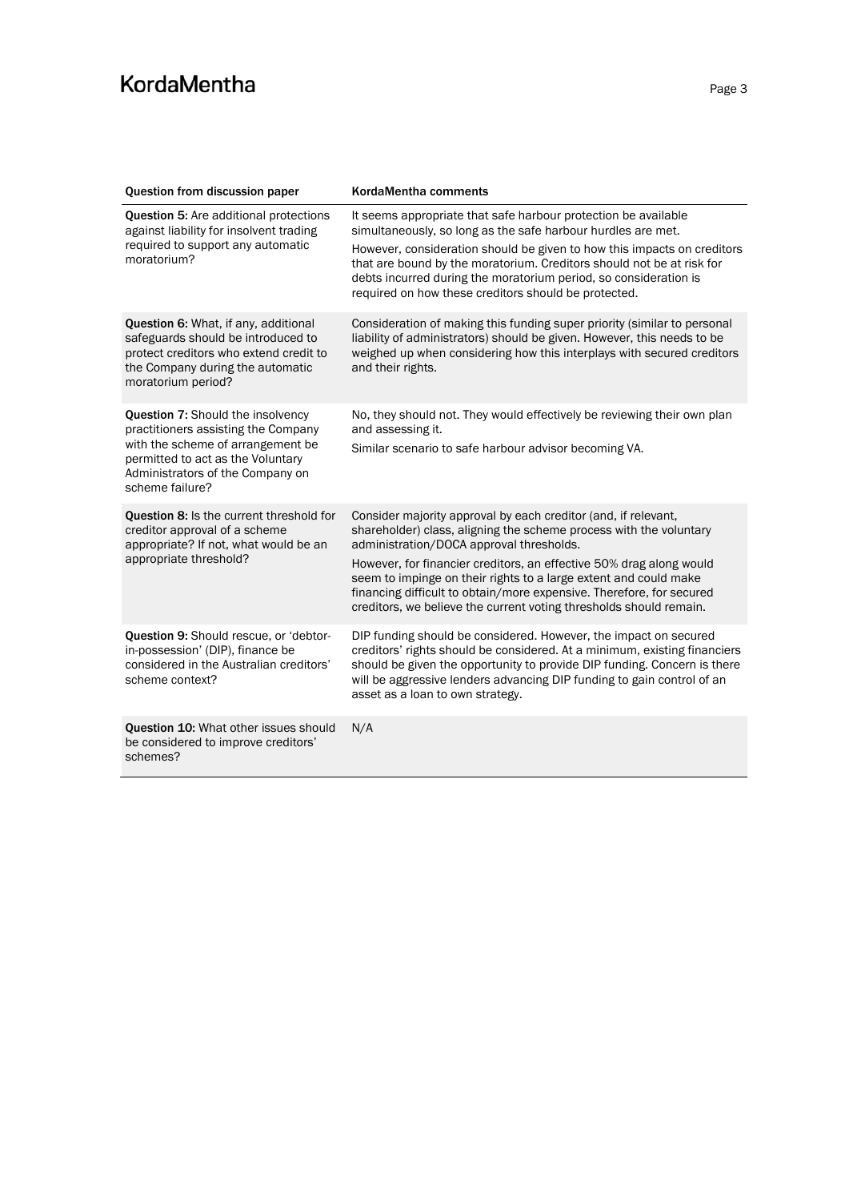| Question from discussion paper | KordaMentha comments |
| --- | --- |
| **Question 5:** Are additional protections against liability for insolvent trading required to support any automatic moratorium? | It seems appropriate that safe harbour protection be available simultaneously, so long as the safe harbour hurdles are met.<br>However, consideration should be given to how this impacts on creditors that are bound by the moratorium. Creditors should not be at risk for debts incurred during the moratorium period, so consideration is required on how these creditors should be protected. |
| **Question 6:** What, if any, additional safeguards should be introduced to protect creditors who extend credit to the Company during the automatic moratorium period? | Consideration of making this funding super priority (similar to personal liability of administrators) should be given. However, this needs to be weighed up when considering how this interplays with secured creditors and their rights. |
| **Question 7:** Should the insolvency practitioners assisting the Company with the scheme of arrangement be permitted to act as the Voluntary Administrators of the Company on scheme failure? | No, they should not. They would effectively be reviewing their own plan and assessing it.<br>Similar scenario to safe harbour advisor becoming VA. |
| **Question 8:** Is the current threshold for creditor approval of a scheme appropriate? If not, what would be an appropriate threshold? | Consider majority approval by each creditor (and, if relevant, shareholder) class, aligning the scheme process with the voluntary administration/DOCA approval thresholds.<br>However, for financier creditors, an effective 50% drag along would seem to impinge on their rights to a large extent and could make financing difficult to obtain/more expensive. Therefore, for secured creditors, we believe the current voting thresholds should remain. |
| **Question 9:** Should rescue, or 'debtor-in-possession' (DIP), finance be considered in the Australian creditors' scheme context? | DIP funding should be considered. However, the impact on secured creditors' rights should be considered. At a minimum, existing financiers should be given the opportunity to provide DIP funding. Concern is there will be aggressive lenders advancing DIP funding to gain control of an asset as a loan to own strategy. |
| **Question 10:** What other issues should be considered to improve creditors' schemes? | N/A |